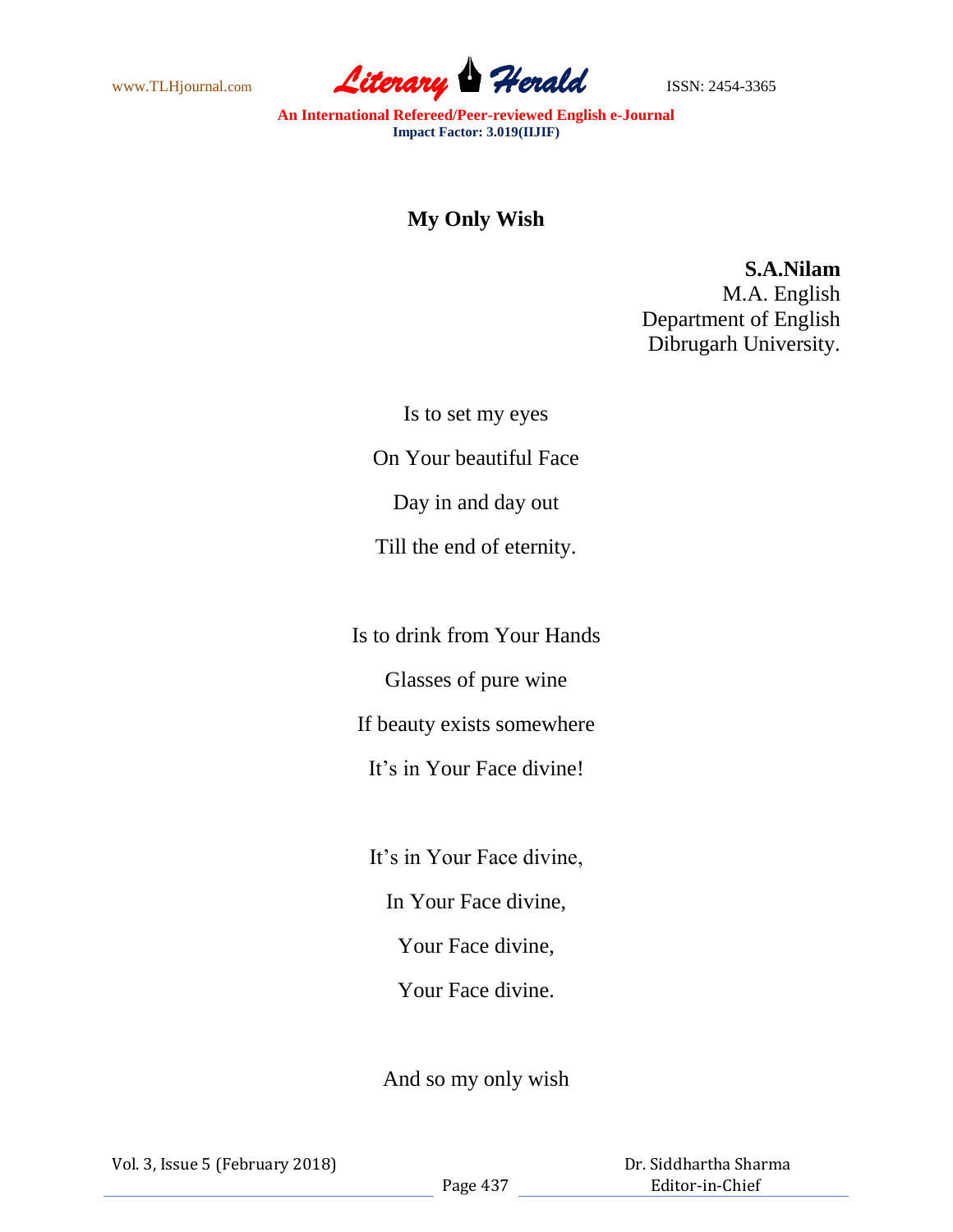# My Only Wish

**S.A.Nilam**
M.A. English
Department of English
Dibrugarh University.

Is to set my eyes

On Your beautiful Face

Day in and day out

Till the end of eternity.

Is to drink from Your Hands

Glasses of pure wine

If beauty exists somewhere

It's in Your Face divine!

It's in Your Face divine,

In Your Face divine,

Your Face divine,

Your Face divine.

And so my only wish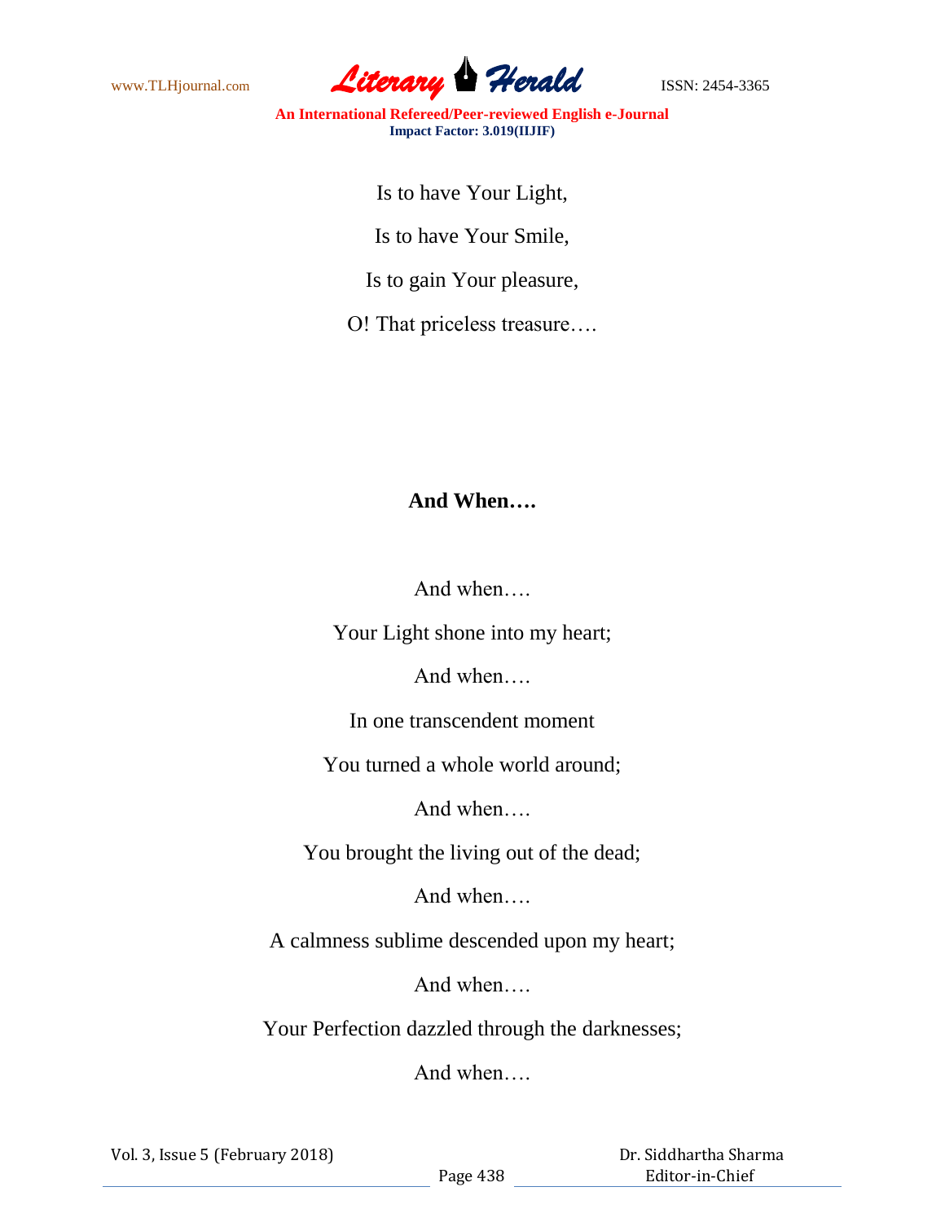Is to have Your Light,

Is to have Your Smile,

Is to gain Your pleasure,

O! That priceless treasure….

## And When….

And when….

Your Light shone into my heart;

And when….

In one transcendent moment

You turned a whole world around;

And when….

You brought the living out of the dead;

And when….

A calmness sublime descended upon my heart;

And when….

Your Perfection dazzled through the darknesses;

And when….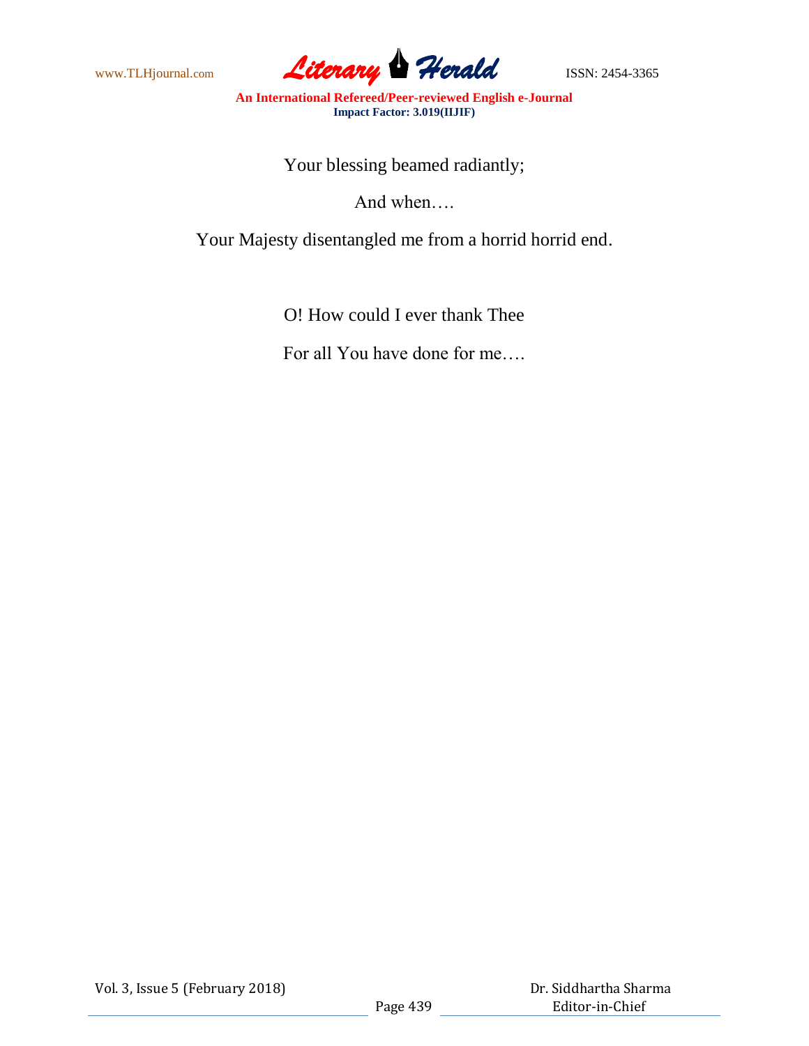Your blessing beamed radiantly;

And when….

Your Majesty disentangled me from a horrid horrid end.

O! How could I ever thank Thee

For all You have done for me….